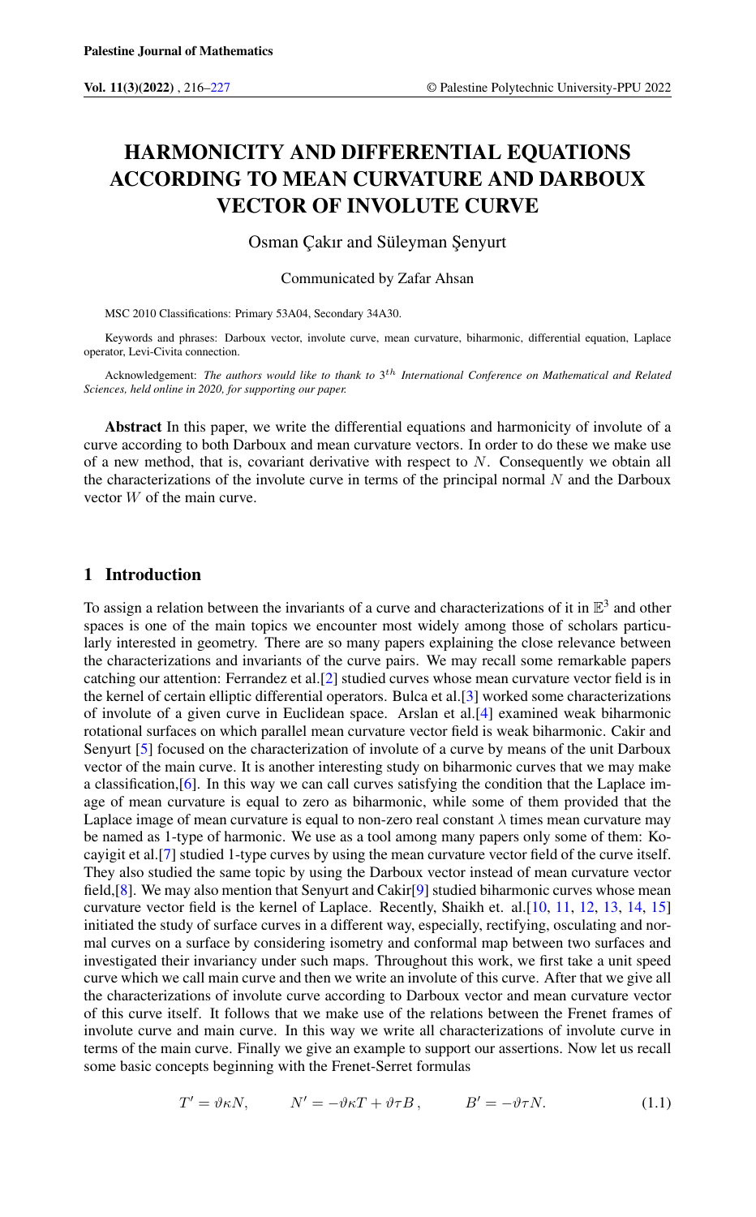# HARMONICITY AND DIFFERENTIAL EQUATIONS ACCORDING TO MEAN CURVATURE AND DARBOUX VECTOR OF INVOLUTE CURVE

Osman Çakır and Süleyman Şenyurt

Communicated by Zafar Ahsan

MSC 2010 Classifications: Primary 53A04, Secondary 34A30.

Keywords and phrases: Darboux vector, involute curve, mean curvature, biharmonic, differential equation, Laplace operator, Levi-Civita connection.

Acknowledgement: *The authors would like to thank to* $3^{th}$ *International Conference on Mathematical and Related Sciences, held online in 2020, for supporting our paper.*

**Abstract** In this paper, we write the differential equations and harmonicity of involute of a curve according to both Darboux and mean curvature vectors. In order to do these we make use of a new method, that is, covariant derivative with respect to $N$. Consequently we obtain all the characterizations of the involute curve in terms of the principal normal $N$ and the Darboux vector $W$ of the main curve.

## 1 Introduction

To assign a relation between the invariants of a curve and characterizations of it in $\mathbb{E}^3$ and other spaces is one of the main topics we encounter most widely among those of scholars particularly interested in geometry. There are so many papers explaining the close relevance between the characterizations and invariants of the curve pairs. We may recall some remarkable papers catching our attention: Ferrandez et al.[2] studied curves whose mean curvature vector field is in the kernel of certain elliptic differential operators. Bulca et al.[3] worked some characterizations of involute of a given curve in Euclidean space. Arslan et al.[4] examined weak biharmonic rotational surfaces on which parallel mean curvature vector field is weak biharmonic. Cakir and Senyurt [5] focused on the characterization of involute of a curve by means of the unit Darboux vector of the main curve. It is another interesting study on biharmonic curves that we may make a classification,[6]. In this way we can call curves satisfying the condition that the Laplace image of mean curvature is equal to zero as biharmonic, while some of them provided that the Laplace image of mean curvature is equal to non-zero real constant $\lambda$ times mean curvature may be named as 1-type of harmonic. We use as a tool among many papers only some of them: Kocayigit et al.[7] studied 1-type curves by using the mean curvature vector field of the curve itself. They also studied the same topic by using the Darboux vector instead of mean curvature vector field,[8]. We may also mention that Senyurt and Cakir[9] studied biharmonic curves whose mean curvature vector field is the kernel of Laplace. Recently, Shaikh et. al.[10, 11, 12, 13, 14, 15] initiated the study of surface curves in a different way, especially, rectifying, osculating and normal curves on a surface by considering isometry and conformal map between two surfaces and investigated their invariancy under such maps. Throughout this work, we first take a unit speed curve which we call main curve and then we write an involute of this curve. After that we give all the characterizations of involute curve according to Darboux vector and mean curvature vector of this curve itself. It follows that we make use of the relations between the Frenet frames of involute curve and main curve. In this way we write all characterizations of involute curve in terms of the main curve. Finally we give an example to support our assertions. Now let us recall some basic concepts beginning with the Frenet-Serret formulas

$$T' = \vartheta\kappa N, \qquad N' = -\vartheta\kappa T + \vartheta\tau B, \qquad B' = -\vartheta\tau N. \tag{1.1}$$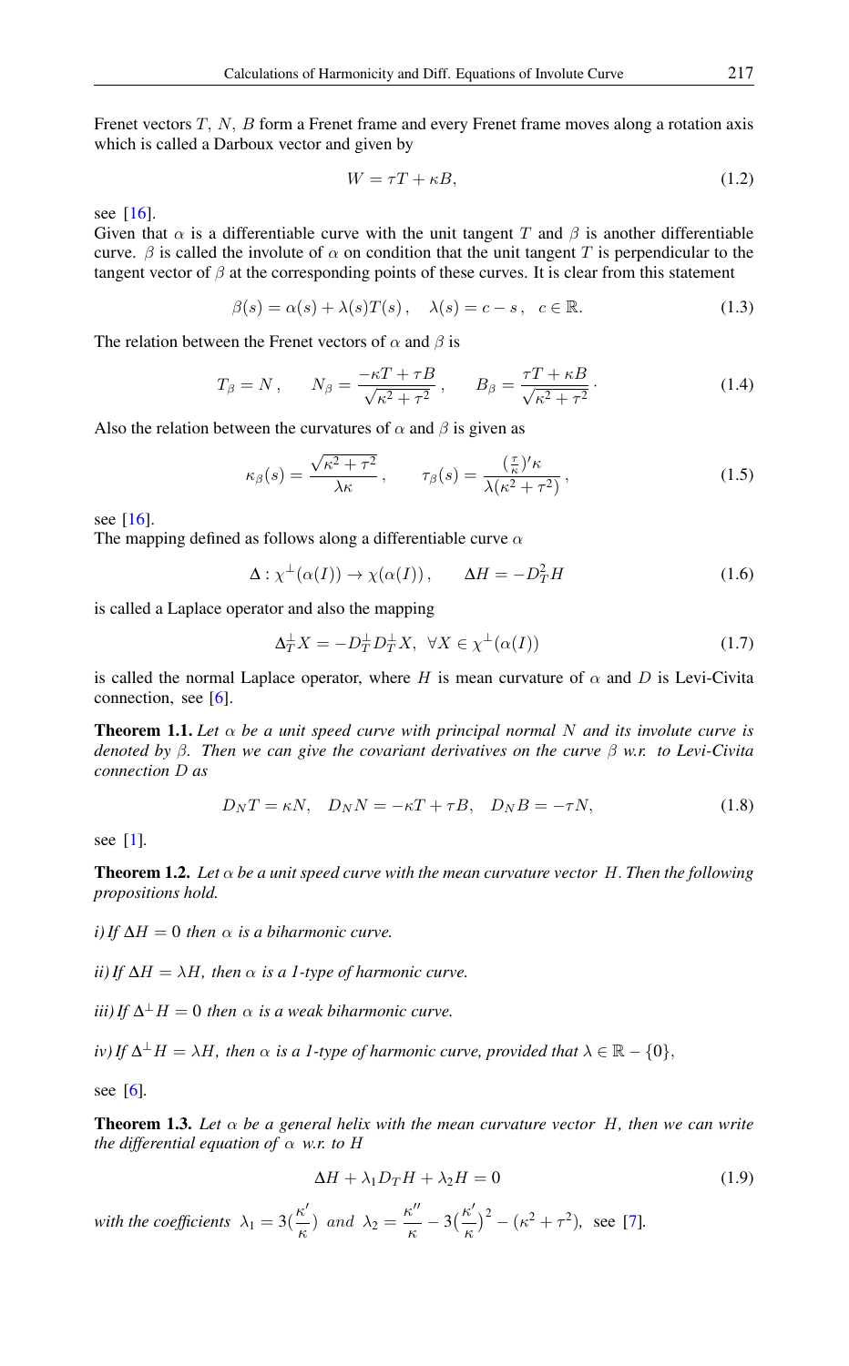Frenet vectors $T$, $N$, $B$ form a Frenet frame and every Frenet frame moves along a rotation axis which is called a Darboux vector and given by

$$W = \tau T + \kappa B, \tag{1.2}$$

see [16].

Given that $\alpha$ is a differentiable curve with the unit tangent $T$ and $\beta$ is another differentiable curve. $\beta$ is called the involute of $\alpha$ on condition that the unit tangent $T$ is perpendicular to the tangent vector of $\beta$ at the corresponding points of these curves. It is clear from this statement

$$\beta(s) = \alpha(s) + \lambda(s)T(s), \quad \lambda(s) = c - s, \quad c \in \mathbb{R}. \tag{1.3}$$

The relation between the Frenet vectors of $\alpha$ and $\beta$ is

$$T_\beta = N, \qquad N_\beta = \frac{-\kappa T + \tau B}{\sqrt{\kappa^2 + \tau^2}}, \qquad B_\beta = \frac{\tau T + \kappa B}{\sqrt{\kappa^2 + \tau^2}}. \tag{1.4}$$

Also the relation between the curvatures of $\alpha$ and $\beta$ is given as

$$\kappa_\beta(s) = \frac{\sqrt{\kappa^2 + \tau^2}}{\lambda \kappa}, \qquad \tau_\beta(s) = \frac{(\frac{\tau}{\kappa})' \kappa}{\lambda(\kappa^2 + \tau^2)}, \tag{1.5}$$

see [16].

The mapping defined as follows along a differentiable curve $\alpha$

$$\Delta : \chi^\perp(\alpha(I)) \to \chi(\alpha(I)), \qquad \Delta H = -D_T^2 H \tag{1.6}$$

is called a Laplace operator and also the mapping

$$\Delta_T^\perp X = -D_T^\perp D_T^\perp X, \ \ \forall X \in \chi^\perp(\alpha(I)) \tag{1.7}$$

is called the normal Laplace operator, where $H$ is mean curvature of $\alpha$ and $D$ is Levi-Civita connection, see [6].

**Theorem 1.1.** *Let $\alpha$ be a unit speed curve with principal normal $N$ and its involute curve is denoted by $\beta$. Then we can give the covariant derivatives on the curve $\beta$ w.r. to Levi-Civita connection $D$ as*

$$D_N T = \kappa N, \quad D_N N = -\kappa T + \tau B, \quad D_N B = -\tau N, \tag{1.8}$$

see [1].

**Theorem 1.2.** *Let $\alpha$ be a unit speed curve with the mean curvature vector $H$. Then the following propositions hold.*

*i) If $\Delta H = 0$ then $\alpha$ is a biharmonic curve.*

*ii) If $\Delta H = \lambda H$, then $\alpha$ is a 1-type of harmonic curve.*

*iii) If $\Delta^\perp H = 0$ then $\alpha$ is a weak biharmonic curve.*

*iv) If $\Delta^\perp H = \lambda H$, then $\alpha$ is a 1-type of harmonic curve, provided that $\lambda \in \mathbb{R} - \{0\}$,*

see [6].

**Theorem 1.3.** *Let $\alpha$ be a general helix with the mean curvature vector $H$, then we can write the differential equation of $\alpha$ w.r. to $H$*

$$\Delta H + \lambda_1 D_T H + \lambda_2 H = 0 \tag{1.9}$$

*with the coefficients* $\lambda_1 = 3(\frac{\kappa'}{\kappa})$ *and* $\lambda_2 = \frac{\kappa''}{\kappa} - 3(\frac{\kappa'}{\kappa})^2 - (\kappa^2 + \tau^2)$, see [7].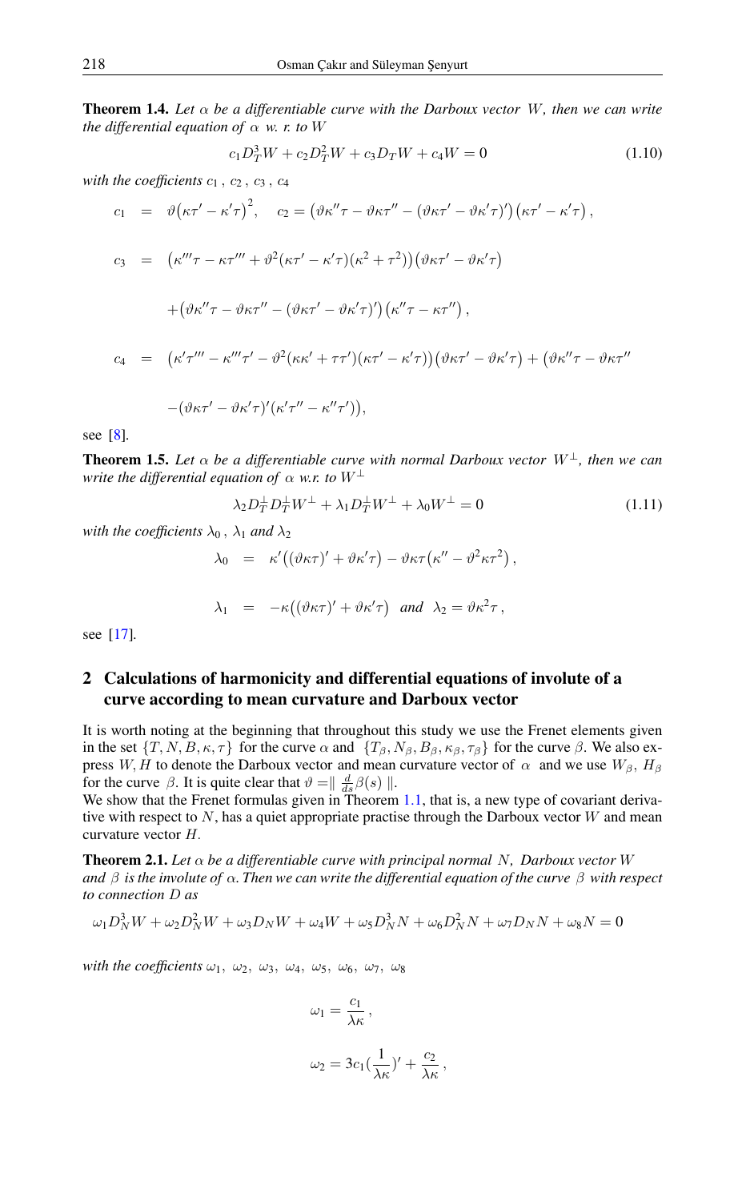**Theorem 1.4.** *Let $\alpha$ be a differentiable curve with the Darboux vector $W$, then we can write the differential equation of $\alpha$ w. r. to $W$*

$$c_1 D_T^3 W + c_2 D_T^2 W + c_3 D_T W + c_4 W = 0 \tag{1.10}$$

*with the coefficients $c_1$ , $c_2$ , $c_3$ , $c_4$*

$$c_1 = \vartheta\big(\kappa\tau' - \kappa'\tau\big)^2, \quad c_2 = \big(\vartheta\kappa''\tau - \vartheta\kappa\tau'' - (\vartheta\kappa\tau' - \vartheta\kappa'\tau)'\big)\big(\kappa\tau' - \kappa'\tau\big),$$

$$\begin{aligned} c_3 &= \big(\kappa'''\tau - \kappa\tau''' + \vartheta^2(\kappa\tau' - \kappa'\tau)(\kappa^2 + \tau^2)\big)\big(\vartheta\kappa\tau' - \vartheta\kappa'\tau\big) \\ &\quad + \big(\vartheta\kappa''\tau - \vartheta\kappa\tau'' - (\vartheta\kappa\tau' - \vartheta\kappa'\tau)'\big)\big(\kappa''\tau - \kappa\tau''\big), \end{aligned}$$

$$\begin{aligned} c_4 &= \big(\kappa'\tau''' - \kappa'''\tau' - \vartheta^2(\kappa\kappa' + \tau\tau')(\kappa\tau' - \kappa'\tau)\big)\big(\vartheta\kappa\tau' - \vartheta\kappa'\tau\big) + \big(\vartheta\kappa''\tau - \vartheta\kappa\tau'' \\ &\quad - (\vartheta\kappa\tau' - \vartheta\kappa'\tau)'(\kappa'\tau'' - \kappa''\tau')\big), \end{aligned}$$

see [8].

**Theorem 1.5.** *Let $\alpha$ be a differentiable curve with normal Darboux vector $W^{\perp}$, then we can write the differential equation of $\alpha$ w.r. to $W^{\perp}$*

$$\lambda_2 D_T^{\perp} D_T^{\perp} W^{\perp} + \lambda_1 D_T^{\perp} W^{\perp} + \lambda_0 W^{\perp} = 0 \tag{1.11}$$

*with the coefficients $\lambda_0$ , $\lambda_1$ and $\lambda_2$*

$$\lambda_0 = \kappa'\big((\vartheta\kappa\tau)' + \vartheta\kappa'\tau\big) - \vartheta\kappa\tau\big(\kappa'' - \vartheta^2\kappa\tau^2\big),$$

$$\lambda_1 = -\kappa\big((\vartheta\kappa\tau)' + \vartheta\kappa'\tau\big) \ \ \text{and} \ \ \lambda_2 = \vartheta\kappa^2\tau,$$

see [17].

## 2 Calculations of harmonicity and differential equations of involute of a curve according to mean curvature and Darboux vector

It is worth noting at the beginning that throughout this study we use the Frenet elements given in the set $\{T, N, B, \kappa, \tau\}$ for the curve $\alpha$ and $\{T_\beta, N_\beta, B_\beta, \kappa_\beta, \tau_\beta\}$ for the curve $\beta$. We also express $W, H$ to denote the Darboux vector and mean curvature vector of $\alpha$ and we use $W_\beta$, $H_\beta$ for the curve $\beta$. It is quite clear that $\vartheta = \| \frac{d}{ds}\beta(s) \|$.
We show that the Frenet formulas given in Theorem 1.1, that is, a new type of covariant derivative with respect to $N$, has a quiet appropriate practise through the Darboux vector $W$ and mean curvature vector $H$.

**Theorem 2.1.** *Let $\alpha$ be a differentiable curve with principal normal $N$, Darboux vector $W$ and $\beta$ is the involute of $\alpha$. Then we can write the differential equation of the curve $\beta$ with respect to connection $D$ as*

$$\omega_1 D_N^3 W + \omega_2 D_N^2 W + \omega_3 D_N W + \omega_4 W + \omega_5 D_N^3 N + \omega_6 D_N^2 N + \omega_7 D_N N + \omega_8 N = 0$$

*with the coefficients $\omega_1,\ \omega_2,\ \omega_3,\ \omega_4,\ \omega_5,\ \omega_6,\ \omega_7,\ \omega_8$*

$$\omega_1 = \frac{c_1}{\lambda\kappa},$$

$$\omega_2 = 3c_1\big(\frac{1}{\lambda\kappa}\big)' + \frac{c_2}{\lambda\kappa},$$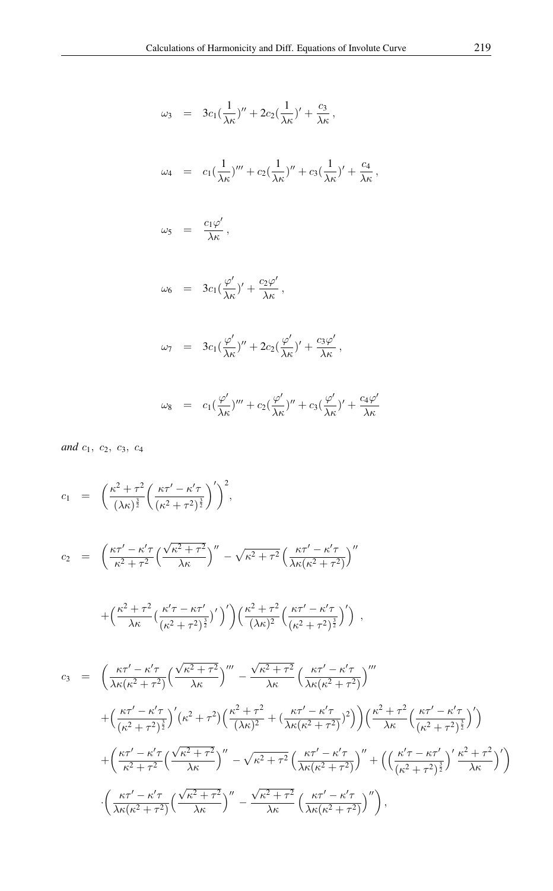$$\omega_3 = 3c_1(\frac{1}{\lambda\kappa})'' + 2c_2(\frac{1}{\lambda\kappa})' + \frac{c_3}{\lambda\kappa},$$

$$\omega_4 = c_1(\frac{1}{\lambda\kappa})''' + c_2(\frac{1}{\lambda\kappa})'' + c_3(\frac{1}{\lambda\kappa})' + \frac{c_4}{\lambda\kappa},$$

$$\omega_5 = \frac{c_1\varphi'}{\lambda\kappa},$$

$$\omega_6 = 3c_1(\frac{\varphi'}{\lambda\kappa})' + \frac{c_2\varphi'}{\lambda\kappa},$$

$$\omega_7 = 3c_1(\frac{\varphi'}{\lambda\kappa})'' + 2c_2(\frac{\varphi'}{\lambda\kappa})' + \frac{c_3\varphi'}{\lambda\kappa},$$

$$\omega_8 = c_1(\frac{\varphi'}{\lambda\kappa})''' + c_2(\frac{\varphi'}{\lambda\kappa})'' + c_3(\frac{\varphi'}{\lambda\kappa})' + \frac{c_4\varphi'}{\lambda\kappa}$$

*and* $c_1,\ c_2,\ c_3,\ c_4$

$$c_1 = \Big(\frac{\kappa^2+\tau^2}{(\lambda\kappa)^{\frac{3}{2}}}\Big(\frac{\kappa\tau'-\kappa'\tau}{(\kappa^2+\tau^2)^{\frac{3}{2}}}\Big)'\Big)^2,$$

$$\begin{aligned}
c_2 = {} & \Big(\frac{\kappa\tau'-\kappa'\tau}{\kappa^2+\tau^2}\Big(\frac{\sqrt{\kappa^2+\tau^2}}{\lambda\kappa}\Big)'' - \sqrt{\kappa^2+\tau^2}\,\Big(\frac{\kappa\tau'-\kappa'\tau}{\lambda\kappa(\kappa^2+\tau^2)}\Big)'' \\
& + \Big(\frac{\kappa^2+\tau^2}{\lambda\kappa}\big(\frac{\kappa'\tau-\kappa\tau'}{(\kappa^2+\tau^2)^{\frac{3}{2}}}\big)'\Big)'\Big)\Big(\frac{\kappa^2+\tau^2}{(\lambda\kappa)^2}\Big(\frac{\kappa\tau'-\kappa'\tau}{(\kappa^2+\tau^2)^{\frac{3}{2}}}\Big)'\Big)\ ,
\end{aligned}$$

$$\begin{aligned}
c_3 = {} & \Big(\frac{\kappa\tau'-\kappa'\tau}{\lambda\kappa(\kappa^2+\tau^2)}\Big(\frac{\sqrt{\kappa^2+\tau^2}}{\lambda\kappa}\Big)''' - \frac{\sqrt{\kappa^2+\tau^2}}{\lambda\kappa}\Big(\frac{\kappa\tau'-\kappa'\tau}{\lambda\kappa(\kappa^2+\tau^2)}\Big)''' \\
& + \Big(\frac{\kappa\tau'-\kappa'\tau}{(\kappa^2+\tau^2)^{\frac{3}{2}}}\Big)'\big(\kappa^2+\tau^2\big)\Big(\frac{\kappa^2+\tau^2}{(\lambda\kappa)^2} + \big(\frac{\kappa\tau'-\kappa'\tau}{\lambda\kappa(\kappa^2+\tau^2)}\big)^2\Big)\Big)\Big(\frac{\kappa^2+\tau^2}{\lambda\kappa}\Big(\frac{\kappa\tau'-\kappa'\tau}{(\kappa^2+\tau^2)^{\frac{3}{2}}}\Big)'\Big) \\
& + \Big(\frac{\kappa\tau'-\kappa'\tau}{\kappa^2+\tau^2}\Big(\frac{\sqrt{\kappa^2+\tau^2}}{\lambda\kappa}\Big)'' - \sqrt{\kappa^2+\tau^2}\,\Big(\frac{\kappa\tau'-\kappa'\tau}{\lambda\kappa(\kappa^2+\tau^2)}\Big)'' + \Big(\Big(\frac{\kappa'\tau-\kappa\tau'}{(\kappa^2+\tau^2)^{\frac{3}{2}}}\Big)'\frac{\kappa^2+\tau^2}{\lambda\kappa}\Big)'\Big) \\
& \cdot\Big(\frac{\kappa\tau'-\kappa'\tau}{\lambda\kappa(\kappa^2+\tau^2)}\Big(\frac{\sqrt{\kappa^2+\tau^2}}{\lambda\kappa}\Big)'' - \frac{\sqrt{\kappa^2+\tau^2}}{\lambda\kappa}\Big(\frac{\kappa\tau'-\kappa'\tau}{\lambda\kappa(\kappa^2+\tau^2)}\Big)''\Big),
\end{aligned}$$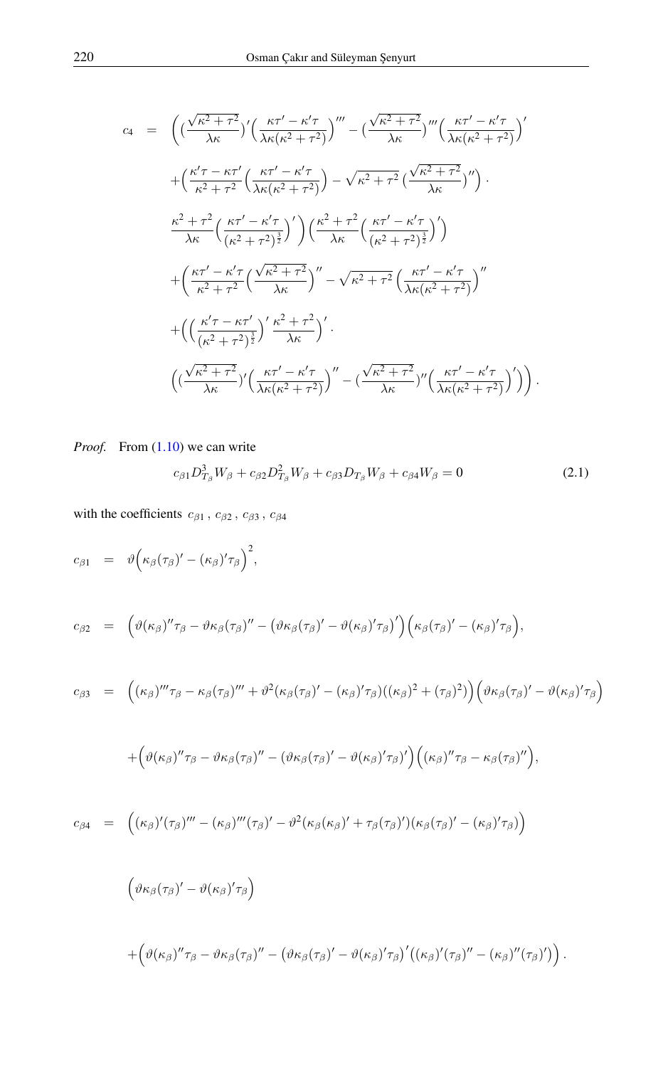$$
\begin{aligned}
c_4 &= \Big( (\frac{\sqrt{\kappa^2+\tau^2}}{\lambda\kappa})' \Big( \frac{\kappa\tau' - \kappa'\tau}{\lambda\kappa(\kappa^2+\tau^2)} \Big)''' - (\frac{\sqrt{\kappa^2+\tau^2}}{\lambda\kappa})''' \Big( \frac{\kappa\tau' - \kappa'\tau}{\lambda\kappa(\kappa^2+\tau^2)} \Big)' \\
&\quad + \Big( \frac{\kappa'\tau - \kappa\tau'}{\kappa^2+\tau^2} \Big( \frac{\kappa\tau' - \kappa'\tau}{\lambda\kappa(\kappa^2+\tau^2)} \Big) - \sqrt{\kappa^2+\tau^2}\, (\frac{\sqrt{\kappa^2+\tau^2}}{\lambda\kappa})'' \Big) \cdot \\
&\quad \frac{\kappa^2+\tau^2}{\lambda\kappa} \Big( \frac{\kappa\tau' - \kappa'\tau}{(\kappa^2+\tau^2)^{\frac{3}{2}}} \Big)' \Big) \Big( \frac{\kappa^2+\tau^2}{\lambda\kappa} \Big( \frac{\kappa\tau' - \kappa'\tau}{(\kappa^2+\tau^2)^{\frac{3}{2}}} \Big)' \Big) \\
&\quad + \Big( \frac{\kappa\tau' - \kappa'\tau}{\kappa^2+\tau^2} \Big( \frac{\sqrt{\kappa^2+\tau^2}}{\lambda\kappa} \Big)'' - \sqrt{\kappa^2+\tau^2}\, \Big( \frac{\kappa\tau' - \kappa'\tau}{\lambda\kappa(\kappa^2+\tau^2)} \Big)'' \\
&\quad + \Big( \Big( \frac{\kappa'\tau - \kappa\tau'}{(\kappa^2+\tau^2)^{\frac{3}{2}}} \Big)' \, \frac{\kappa^2+\tau^2}{\lambda\kappa} \Big)' \cdot \\
&\quad \Big( (\frac{\sqrt{\kappa^2+\tau^2}}{\lambda\kappa})' \Big( \frac{\kappa\tau' - \kappa'\tau}{\lambda\kappa(\kappa^2+\tau^2)} \Big)'' - (\frac{\sqrt{\kappa^2+\tau^2}}{\lambda\kappa})'' \Big( \frac{\kappa\tau' - \kappa'\tau}{\lambda\kappa(\kappa^2+\tau^2)} \Big)' \Big) \Big) .
\end{aligned}
$$

*Proof.* From (1.10) we can write

$$
c_{\beta 1} D^3_{T_\beta} W_\beta + c_{\beta 2} D^2_{T_\beta} W_\beta + c_{\beta 3} D_{T_\beta} W_\beta + c_{\beta 4} W_\beta = 0 \tag{2.1}
$$

with the coefficients $c_{\beta 1}$ , $c_{\beta 2}$ , $c_{\beta 3}$ , $c_{\beta 4}$

$$
c_{\beta 1} = \vartheta \Big( \kappa_\beta (\tau_\beta)' - (\kappa_\beta)' \tau_\beta \Big)^2,
$$

$$
c_{\beta 2} = \Big( \vartheta (\kappa_\beta)'' \tau_\beta - \vartheta \kappa_\beta (\tau_\beta)'' - \big( \vartheta \kappa_\beta (\tau_\beta)' - \vartheta (\kappa_\beta)' \tau_\beta \big)' \Big) \Big( \kappa_\beta (\tau_\beta)' - (\kappa_\beta)' \tau_\beta \Big),
$$

$$
\begin{aligned}
c_{\beta 3} &= \Big( (\kappa_\beta)''' \tau_\beta - \kappa_\beta (\tau_\beta)''' + \vartheta^2 (\kappa_\beta (\tau_\beta)' - (\kappa_\beta)' \tau_\beta)((\kappa_\beta)^2 + (\tau_\beta)^2) \Big) \Big( \vartheta \kappa_\beta (\tau_\beta)' - \vartheta (\kappa_\beta)' \tau_\beta \Big) \\
&\quad + \Big( \vartheta (\kappa_\beta)'' \tau_\beta - \vartheta \kappa_\beta (\tau_\beta)'' - (\vartheta \kappa_\beta (\tau_\beta)' - \vartheta (\kappa_\beta)' \tau_\beta)' \Big) \Big( (\kappa_\beta)'' \tau_\beta - \kappa_\beta (\tau_\beta)'' \Big),
\end{aligned}
$$

$$
\begin{aligned}
c_{\beta 4} &= \Big( (\kappa_\beta)' (\tau_\beta)''' - (\kappa_\beta)''' (\tau_\beta)' - \vartheta^2 (\kappa_\beta (\kappa_\beta)' + \tau_\beta (\tau_\beta)') (\kappa_\beta (\tau_\beta)' - (\kappa_\beta)' \tau_\beta) \Big) \\
&\quad \Big( \vartheta \kappa_\beta (\tau_\beta)' - \vartheta (\kappa_\beta)' \tau_\beta \Big) \\
&\quad + \Big( \vartheta (\kappa_\beta)'' \tau_\beta - \vartheta \kappa_\beta (\tau_\beta)'' - \big( \vartheta \kappa_\beta (\tau_\beta)' - \vartheta (\kappa_\beta)' \tau_\beta \big)' ((\kappa_\beta)' (\tau_\beta)'' - (\kappa_\beta)'' (\tau_\beta)') \Big) .
\end{aligned}
$$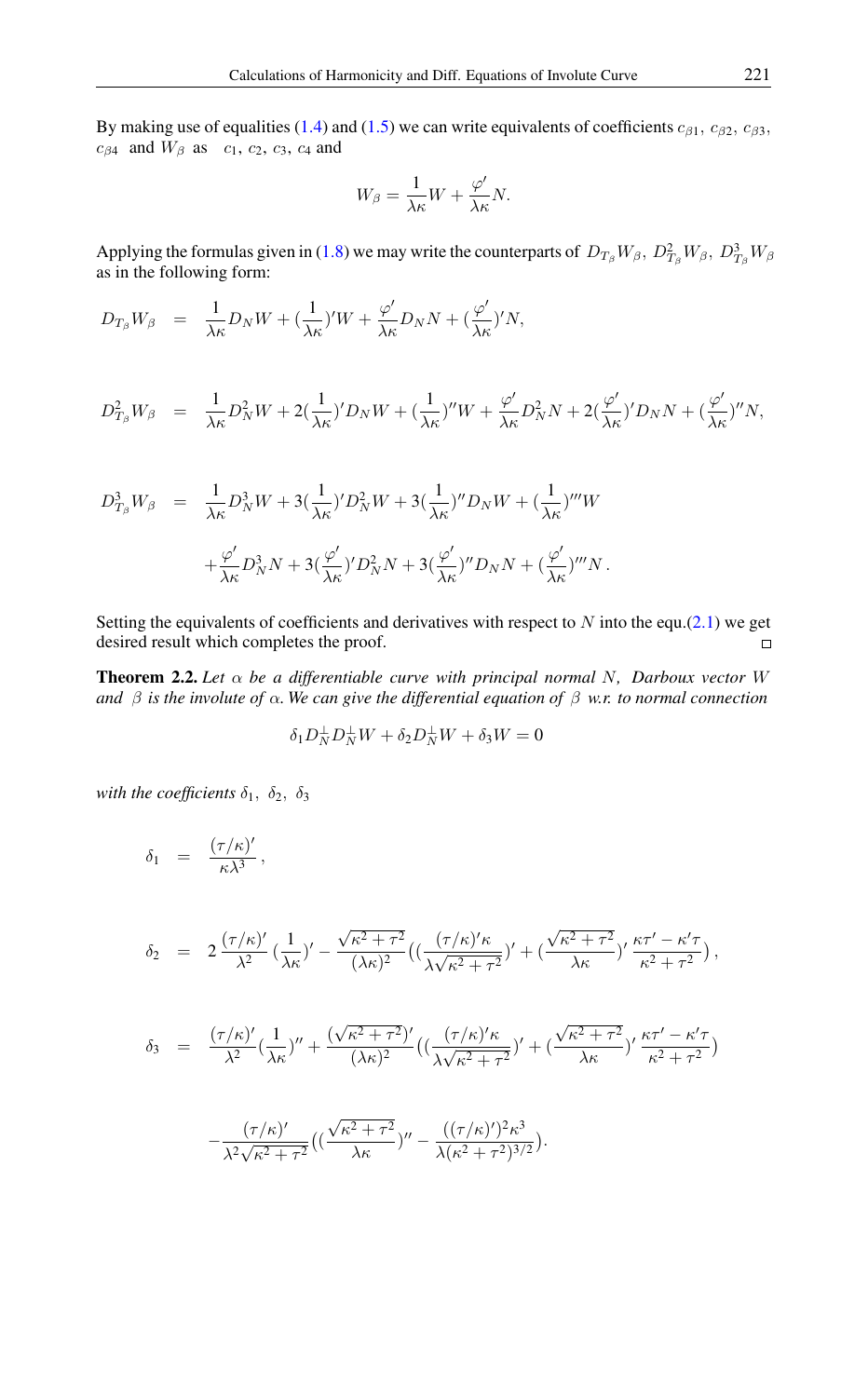By making use of equalities (1.4) and (1.5) we can write equivalents of coefficients $c_{\beta 1}$, $c_{\beta 2}$, $c_{\beta 3}$, $c_{\beta 4}$ and $W_\beta$ as $c_1$, $c_2$, $c_3$, $c_4$ and

$$W_\beta = \frac{1}{\lambda\kappa}W + \frac{\varphi'}{\lambda\kappa}N.$$

Applying the formulas given in (1.8) we may write the counterparts of $D_{T_\beta}W_\beta$, $D^2_{T_\beta}W_\beta$, $D^3_{T_\beta}W_\beta$ as in the following form:

$$D_{T_\beta}W_\beta = \frac{1}{\lambda\kappa}D_N W + (\frac{1}{\lambda\kappa})'W + \frac{\varphi'}{\lambda\kappa}D_N N + (\frac{\varphi'}{\lambda\kappa})'N,$$

$$D^2_{T_\beta}W_\beta = \frac{1}{\lambda\kappa}D^2_N W + 2(\frac{1}{\lambda\kappa})'D_N W + (\frac{1}{\lambda\kappa})''W + \frac{\varphi'}{\lambda\kappa}D^2_N N + 2(\frac{\varphi'}{\lambda\kappa})'D_N N + (\frac{\varphi'}{\lambda\kappa})''N,$$

$$\begin{aligned} D^3_{T_\beta}W_\beta &= \frac{1}{\lambda\kappa}D^3_N W + 3(\frac{1}{\lambda\kappa})'D^2_N W + 3(\frac{1}{\lambda\kappa})''D_N W + (\frac{1}{\lambda\kappa})'''W \\ &\quad + \frac{\varphi'}{\lambda\kappa}D^3_N N + 3(\frac{\varphi'}{\lambda\kappa})'D^2_N N + 3(\frac{\varphi'}{\lambda\kappa})''D_N N + (\frac{\varphi'}{\lambda\kappa})'''N\,. \end{aligned}$$

Setting the equivalents of coefficients and derivatives with respect to $N$ into the equ.(2.1) we get desired result which completes the proof. □

**Theorem 2.2.** *Let $\alpha$ be a differentiable curve with principal normal $N$, Darboux vector $W$ and $\beta$ is the involute of $\alpha$. We can give the differential equation of $\beta$ w.r.t. to normal connection*

$$\delta_1 D^\perp_N D^\perp_N W + \delta_2 D^\perp_N W + \delta_3 W = 0$$

*with the coefficients $\delta_1$, $\delta_2$, $\delta_3$*

$$\delta_1 = \frac{(\tau/\kappa)'}{\kappa\lambda^3}\,,$$

$$\delta_2 = 2\,\frac{(\tau/\kappa)'}{\lambda^2}\,(\frac{1}{\lambda\kappa})' - \frac{\sqrt{\kappa^2+\tau^2}}{(\lambda\kappa)^2}\big((\frac{(\tau/\kappa)'\kappa}{\lambda\sqrt{\kappa^2+\tau^2}})' + (\frac{\sqrt{\kappa^2+\tau^2}}{\lambda\kappa})'\,\frac{\kappa\tau' - \kappa'\tau}{\kappa^2+\tau^2}\big)\,,$$

$$\begin{aligned} \delta_3 &= \frac{(\tau/\kappa)'}{\lambda^2}(\frac{1}{\lambda\kappa})'' + \frac{(\sqrt{\kappa^2+\tau^2})'}{(\lambda\kappa)^2}\big((\frac{(\tau/\kappa)'\kappa}{\lambda\sqrt{\kappa^2+\tau^2}})' + (\frac{\sqrt{\kappa^2+\tau^2}}{\lambda\kappa})'\,\frac{\kappa\tau' - \kappa'\tau}{\kappa^2+\tau^2}\big) \\ &\quad - \frac{(\tau/\kappa)'}{\lambda^2\sqrt{\kappa^2+\tau^2}}\big((\frac{\sqrt{\kappa^2+\tau^2}}{\lambda\kappa})'' - \frac{((\tau/\kappa)')^2\kappa^3}{\lambda(\kappa^2+\tau^2)^{3/2}}\big). \end{aligned}$$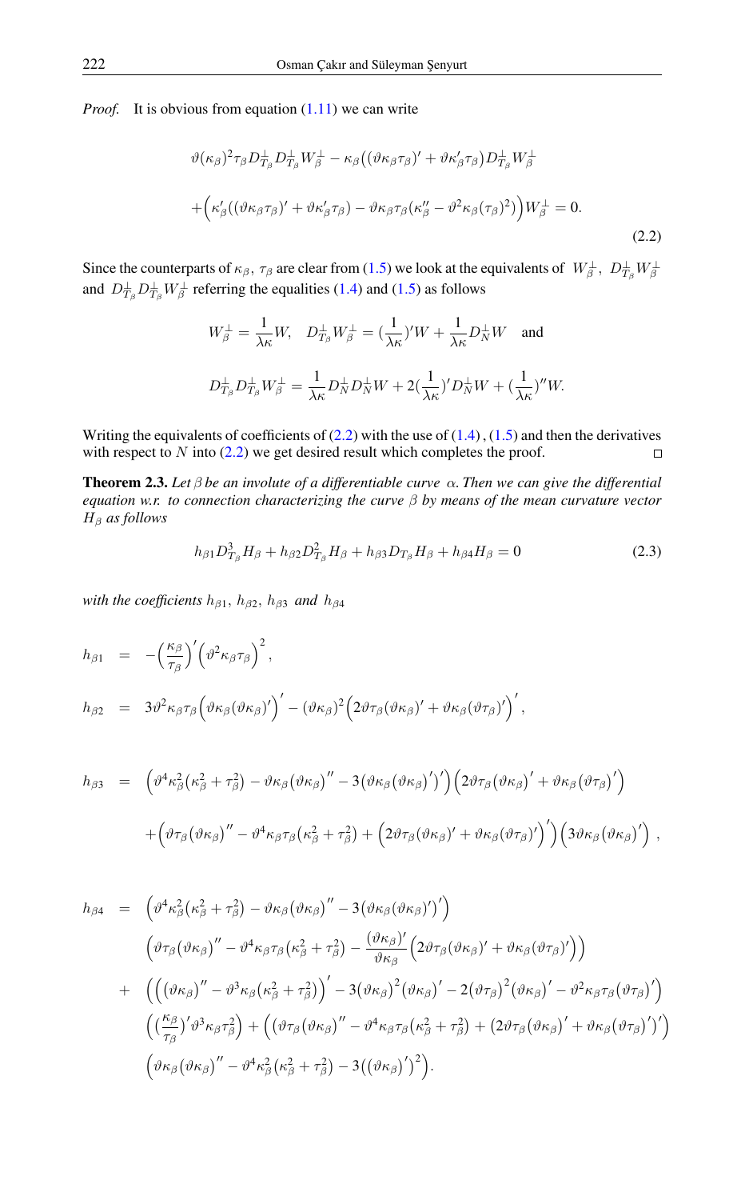*Proof.* It is obvious from equation (1.11) we can write

$$\vartheta(\kappa_\beta)^2\tau_\beta D^{\perp}_{T_\beta}D^{\perp}_{T_\beta}W^{\perp}_\beta - \kappa_\beta\big((\vartheta\kappa_\beta\tau_\beta)' + \vartheta\kappa'_\beta\tau_\beta\big)D^{\perp}_{T_\beta}W^{\perp}_\beta$$
$$+\Big(\kappa'_\beta((\vartheta\kappa_\beta\tau_\beta)' + \vartheta\kappa'_\beta\tau_\beta) - \vartheta\kappa_\beta\tau_\beta(\kappa''_\beta - \vartheta^2\kappa_\beta(\tau_\beta)^2)\Big)W^{\perp}_\beta = 0. \tag{2.2}$$

Since the counterparts of $\kappa_\beta$, $\tau_\beta$ are clear from (1.5) we look at the equivalents of $W^{\perp}_\beta$, $D^{\perp}_{T_\beta}W^{\perp}_\beta$ and $D^{\perp}_{T_\beta}D^{\perp}_{T_\beta}W^{\perp}_\beta$ referring the equalities (1.4) and (1.5) as follows

$$W^{\perp}_\beta = \frac{1}{\lambda\kappa}W, \quad D^{\perp}_{T_\beta}W^{\perp}_\beta = (\frac{1}{\lambda\kappa})'W + \frac{1}{\lambda\kappa}D^{\perp}_N W \quad \text{and}$$

$$D^{\perp}_{T_\beta}D^{\perp}_{T_\beta}W^{\perp}_\beta = \frac{1}{\lambda\kappa}D^{\perp}_N D^{\perp}_N W + 2(\frac{1}{\lambda\kappa})'D^{\perp}_N W + (\frac{1}{\lambda\kappa})''W.$$

Writing the equivalents of coefficients of (2.2) with the use of (1.4), (1.5) and then the derivatives with respect to $N$ into (2.2) we get desired result which completes the proof. □

**Theorem 2.3.** *Let $\beta$ be an involute of a differentiable curve $\alpha$. Then we can give the differential equation w.r. to connection characterizing the curve $\beta$ by means of the mean curvature vector $H_\beta$ as follows*

$$h_{\beta 1}D^3_{T_\beta}H_\beta + h_{\beta 2}D^2_{T_\beta}H_\beta + h_{\beta 3}D_{T_\beta}H_\beta + h_{\beta 4}H_\beta = 0 \tag{2.3}$$

*with the coefficients $h_{\beta 1}$, $h_{\beta 2}$, $h_{\beta 3}$ and $h_{\beta 4}$*

$$h_{\beta 1} = -\Big(\frac{\kappa_\beta}{\tau_\beta}\Big)'\Big(\vartheta^2\kappa_\beta\tau_\beta\Big)^2,$$

$$h_{\beta 2} = 3\vartheta^2\kappa_\beta\tau_\beta\Big(\vartheta\kappa_\beta(\vartheta\kappa_\beta)'\Big)' - (\vartheta\kappa_\beta)^2\Big(2\vartheta\tau_\beta(\vartheta\kappa_\beta)' + \vartheta\kappa_\beta(\vartheta\tau_\beta)'\Big)',$$

$$\begin{aligned}
h_{\beta 3} = {} & \Big(\vartheta^4\kappa^2_\beta(\kappa^2_\beta+\tau^2_\beta) - \vartheta\kappa_\beta(\vartheta\kappa_\beta)'' - 3\big(\vartheta\kappa_\beta(\vartheta\kappa_\beta)'\big)'\Big)\Big(2\vartheta\tau_\beta(\vartheta\kappa_\beta)' + \vartheta\kappa_\beta(\vartheta\tau_\beta)'\Big) \\
& + \Big(\vartheta\tau_\beta(\vartheta\kappa_\beta)'' - \vartheta^4\kappa_\beta\tau_\beta(\kappa^2_\beta+\tau^2_\beta) + \Big(2\vartheta\tau_\beta(\vartheta\kappa_\beta)' + \vartheta\kappa_\beta(\vartheta\tau_\beta)'\Big)'\Big)\Big(3\vartheta\kappa_\beta(\vartheta\kappa_\beta)'\Big),
\end{aligned}$$

$$\begin{aligned}
h_{\beta 4} = {} & \Big(\vartheta^4\kappa^2_\beta(\kappa^2_\beta+\tau^2_\beta) - \vartheta\kappa_\beta(\vartheta\kappa_\beta)'' - 3\big(\vartheta\kappa_\beta(\vartheta\kappa_\beta)'\big)'\Big) \\
& \Big(\vartheta\tau_\beta(\vartheta\kappa_\beta)'' - \vartheta^4\kappa_\beta\tau_\beta(\kappa^2_\beta+\tau^2_\beta) - \frac{(\vartheta\kappa_\beta)'}{\vartheta\kappa_\beta}\Big(2\vartheta\tau_\beta(\vartheta\kappa_\beta)' + \vartheta\kappa_\beta(\vartheta\tau_\beta)'\Big)\Big) \\
+ & \Big(\Big((\vartheta\kappa_\beta)'' - \vartheta^3\kappa_\beta(\kappa^2_\beta+\tau^2_\beta)\Big)' - 3(\vartheta\kappa_\beta)^2(\vartheta\kappa_\beta)' - 2(\vartheta\tau_\beta)^2(\vartheta\kappa_\beta)' - \vartheta^2\kappa_\beta\tau_\beta(\vartheta\tau_\beta)'\Big) \\
& \Big((\frac{\kappa_\beta}{\tau_\beta})'\vartheta^3\kappa_\beta\tau^2_\beta\Big) + \Big(\Big(\vartheta\tau_\beta(\vartheta\kappa_\beta)'' - \vartheta^4\kappa_\beta\tau_\beta(\kappa^2_\beta+\tau^2_\beta) + \big(2\vartheta\tau_\beta(\vartheta\kappa_\beta)' + \vartheta\kappa_\beta(\vartheta\tau_\beta)'\big)'\Big) \\
& \Big(\vartheta\kappa_\beta(\vartheta\kappa_\beta)'' - \vartheta^4\kappa^2_\beta(\kappa^2_\beta+\tau^2_\beta) - 3\big((\vartheta\kappa_\beta)'\big)^2\Big).
\end{aligned}$$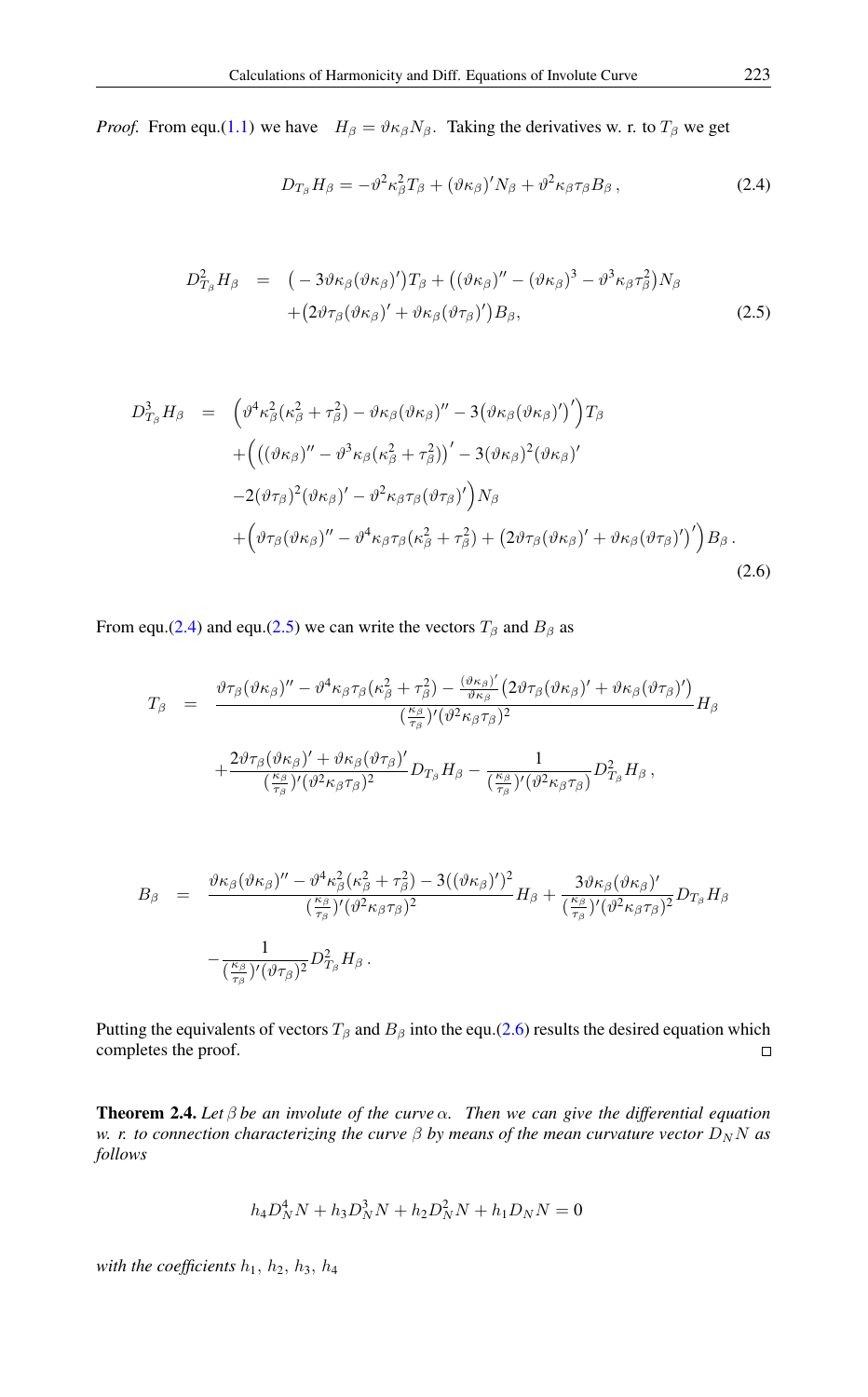*Proof.* From equ.(1.1) we have $H_\beta = \vartheta\kappa_\beta N_\beta$. Taking the derivatives w. r. to $T_\beta$ we get

$$D_{T_\beta} H_\beta = -\vartheta^2\kappa_\beta^2 T_\beta + (\vartheta\kappa_\beta)' N_\beta + \vartheta^2\kappa_\beta\tau_\beta B_\beta\,, \tag{2.4}$$

$$\begin{aligned} D^2_{T_\beta} H_\beta &= \big(-3\vartheta\kappa_\beta(\vartheta\kappa_\beta)'\big)T_\beta + \big((\vartheta\kappa_\beta)'' - (\vartheta\kappa_\beta)^3 - \vartheta^3\kappa_\beta\tau_\beta^2\big)N_\beta \\ &\quad + \big(2\vartheta\tau_\beta(\vartheta\kappa_\beta)' + \vartheta\kappa_\beta(\vartheta\tau_\beta)'\big)B_\beta, \end{aligned} \tag{2.5}$$

$$\begin{aligned} D^3_{T_\beta} H_\beta &= \Big(\vartheta^4\kappa_\beta^2(\kappa_\beta^2+\tau_\beta^2) - \vartheta\kappa_\beta(\vartheta\kappa_\beta)'' - 3\big(\vartheta\kappa_\beta(\vartheta\kappa_\beta)'\big)'\Big)T_\beta \\ &\quad + \Big(\big((\vartheta\kappa_\beta)'' - \vartheta^3\kappa_\beta(\kappa_\beta^2+\tau_\beta^2)\big)' - 3(\vartheta\kappa_\beta)^2(\vartheta\kappa_\beta)' \\ &\quad - 2(\vartheta\tau_\beta)^2(\vartheta\kappa_\beta)' - \vartheta^2\kappa_\beta\tau_\beta(\vartheta\tau_\beta)'\Big)N_\beta \\ &\quad + \Big(\vartheta\tau_\beta(\vartheta\kappa_\beta)'' - \vartheta^4\kappa_\beta\tau_\beta(\kappa_\beta^2+\tau_\beta^2) + \big(2\vartheta\tau_\beta(\vartheta\kappa_\beta)' + \vartheta\kappa_\beta(\vartheta\tau_\beta)'\big)'\Big)B_\beta\,. \end{aligned} \tag{2.6}$$

From equ.(2.4) and equ.(2.5) we can write the vectors $T_\beta$ and $B_\beta$ as

$$\begin{aligned} T_\beta &= \frac{\vartheta\tau_\beta(\vartheta\kappa_\beta)'' - \vartheta^4\kappa_\beta\tau_\beta(\kappa_\beta^2+\tau_\beta^2) - \frac{(\vartheta\kappa_\beta)'}{\vartheta\kappa_\beta}\big(2\vartheta\tau_\beta(\vartheta\kappa_\beta)' + \vartheta\kappa_\beta(\vartheta\tau_\beta)'\big)}{(\frac{\kappa_\beta}{\tau_\beta})'(\vartheta^2\kappa_\beta\tau_\beta)^2} H_\beta \\ &\quad + \frac{2\vartheta\tau_\beta(\vartheta\kappa_\beta)' + \vartheta\kappa_\beta(\vartheta\tau_\beta)'}{(\frac{\kappa_\beta}{\tau_\beta})'(\vartheta^2\kappa_\beta\tau_\beta)^2} D_{T_\beta} H_\beta - \frac{1}{(\frac{\kappa_\beta}{\tau_\beta})'(\vartheta^2\kappa_\beta\tau_\beta)} D^2_{T_\beta} H_\beta\,, \end{aligned}$$

$$\begin{aligned} B_\beta &= \frac{\vartheta\kappa_\beta(\vartheta\kappa_\beta)'' - \vartheta^4\kappa_\beta^2(\kappa_\beta^2+\tau_\beta^2) - 3((\vartheta\kappa_\beta)')^2}{(\frac{\kappa_\beta}{\tau_\beta})'(\vartheta^2\kappa_\beta\tau_\beta)^2} H_\beta + \frac{3\vartheta\kappa_\beta(\vartheta\kappa_\beta)'}{(\frac{\kappa_\beta}{\tau_\beta})'(\vartheta^2\kappa_\beta\tau_\beta)^2} D_{T_\beta} H_\beta \\ &\quad - \frac{1}{(\frac{\kappa_\beta}{\tau_\beta})'(\vartheta\tau_\beta)^2} D^2_{T_\beta} H_\beta\,. \end{aligned}$$

Putting the equivalents of vectors $T_\beta$ and $B_\beta$ into the equ.(2.6) results the desired equation which completes the proof. □

**Theorem 2.4.** *Let $\beta$ be an involute of the curve $\alpha$. Then we can give the differential equation w. r. to connection characterizing the curve $\beta$ by means of the mean curvature vector $D_N N$ as follows*

$$h_4 D_N^4 N + h_3 D_N^3 N + h_2 D_N^2 N + h_1 D_N N = 0$$

*with the coefficients $h_1$, $h_2$, $h_3$, $h_4$*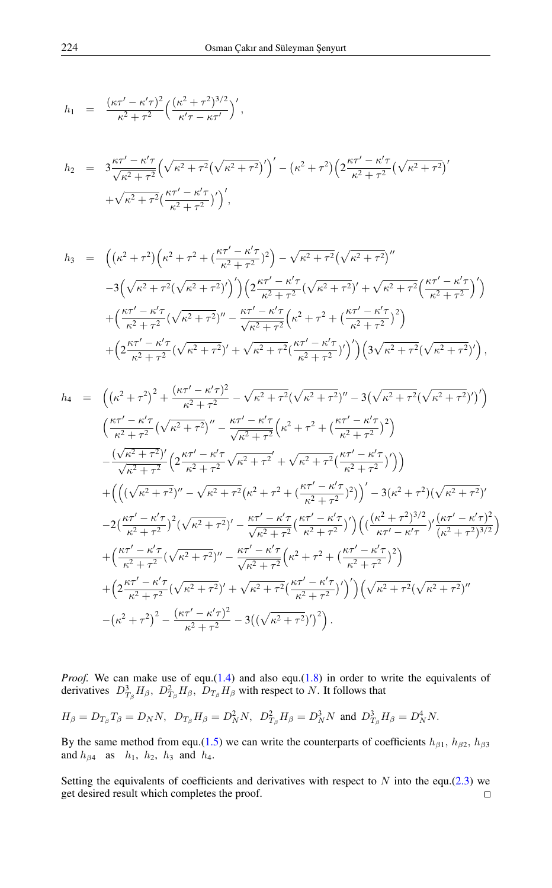$$h_1 = \frac{(\kappa\tau' - \kappa'\tau)^2}{\kappa^2+\tau^2}\Big(\frac{(\kappa^2+\tau^2)^{3/2}}{\kappa'\tau - \kappa\tau'}\Big)',$$

$$h_2 = 3\frac{\kappa\tau'-\kappa'\tau}{\sqrt{\kappa^2+\tau^2}}\Big(\sqrt{\kappa^2+\tau^2}\big(\sqrt{\kappa^2+\tau^2}\big)'\Big)' - \big(\kappa^2+\tau^2\big)\Big(2\frac{\kappa\tau'-\kappa'\tau}{\kappa^2+\tau^2}\big(\sqrt{\kappa^2+\tau^2}\big)' + \sqrt{\kappa^2+\tau^2}\big(\frac{\kappa\tau'-\kappa'\tau}{\kappa^2+\tau^2}\big)'\Big)',$$

$$\begin{aligned}
h_3 = {} & \Big(\big(\kappa^2+\tau^2\big)\Big(\kappa^2+\tau^2+\big(\frac{\kappa\tau'-\kappa'\tau}{\kappa^2+\tau^2}\big)^2\Big) - \sqrt{\kappa^2+\tau^2}\big(\sqrt{\kappa^2+\tau^2}\big)'' \\
& -3\Big(\sqrt{\kappa^2+\tau^2}\big(\sqrt{\kappa^2+\tau^2}\big)'\Big)'\Big)\Big(2\frac{\kappa\tau'-\kappa'\tau}{\kappa^2+\tau^2}\big(\sqrt{\kappa^2+\tau^2}\big)' + \sqrt{\kappa^2+\tau^2}\Big(\frac{\kappa\tau'-\kappa'\tau}{\kappa^2+\tau^2}\Big)'\Big) \\
& +\Big(\frac{\kappa\tau'-\kappa'\tau}{\kappa^2+\tau^2}\big(\sqrt{\kappa^2+\tau^2}\big)'' - \frac{\kappa\tau'-\kappa'\tau}{\sqrt{\kappa^2+\tau^2}}\Big(\kappa^2+\tau^2+\big(\frac{\kappa\tau'-\kappa'\tau}{\kappa^2+\tau^2}\big)^2\Big) \\
& +\Big(2\frac{\kappa\tau'-\kappa'\tau}{\kappa^2+\tau^2}\big(\sqrt{\kappa^2+\tau^2}\big)' + \sqrt{\kappa^2+\tau^2}\big(\frac{\kappa\tau'-\kappa'\tau}{\kappa^2+\tau^2}\big)'\Big)'\Big)\Big(3\sqrt{\kappa^2+\tau^2}\big(\sqrt{\kappa^2+\tau^2}\big)'\Big),
\end{aligned}$$

$$\begin{aligned}
h_4 = {} & \Big(\big(\kappa^2+\tau^2\big)^2 + \frac{(\kappa\tau'-\kappa'\tau)^2}{\kappa^2+\tau^2} - \sqrt{\kappa^2+\tau^2}\big(\sqrt{\kappa^2+\tau^2}\big)'' - 3\big(\sqrt{\kappa^2+\tau^2}\big(\sqrt{\kappa^2+\tau^2}\big)'\big)'\Big) \\
& \Big(\frac{\kappa\tau'-\kappa'\tau}{\kappa^2+\tau^2}\big(\sqrt{\kappa^2+\tau^2}\big)'' - \frac{\kappa\tau'-\kappa'\tau}{\sqrt{\kappa^2+\tau^2}}\Big(\kappa^2+\tau^2+\big(\frac{\kappa\tau'-\kappa'\tau}{\kappa^2+\tau^2}\big)^2\Big) \\
& -\frac{(\sqrt{\kappa^2+\tau^2})'}{\sqrt{\kappa^2+\tau^2}}\Big(2\frac{\kappa\tau'-\kappa'\tau}{\kappa^2+\tau^2}\sqrt{\kappa^2+\tau^2}' + \sqrt{\kappa^2+\tau^2}\big(\frac{\kappa\tau'-\kappa'\tau}{\kappa^2+\tau^2}\big)'\Big)\Big) \\
& +\Big(\Big(\big(\sqrt{\kappa^2+\tau^2}\big)'' - \sqrt{\kappa^2+\tau^2}\big(\kappa^2+\tau^2+\big(\frac{\kappa\tau'-\kappa'\tau}{\kappa^2+\tau^2}\big)^2\big)\Big)' - 3\big(\kappa^2+\tau^2\big)\big(\sqrt{\kappa^2+\tau^2}\big)' \\
& -2\big(\frac{\kappa\tau'-\kappa'\tau}{\kappa^2+\tau^2}\big)^2\big(\sqrt{\kappa^2+\tau^2}\big)' - \frac{\kappa\tau'-\kappa'\tau}{\sqrt{\kappa^2+\tau^2}}\big(\frac{\kappa\tau'-\kappa'\tau}{\kappa^2+\tau^2}\big)'\Big)\Big(\big(\frac{(\kappa^2+\tau^2)^{3/2}}{\kappa\tau'-\kappa'\tau}\big)'\frac{(\kappa\tau'-\kappa'\tau)^2}{(\kappa^2+\tau^2)^{3/2}}\Big) \\
& +\Big(\frac{\kappa\tau'-\kappa'\tau}{\kappa^2+\tau^2}\big(\sqrt{\kappa^2+\tau^2}\big)'' - \frac{\kappa\tau'-\kappa'\tau}{\sqrt{\kappa^2+\tau^2}}\Big(\kappa^2+\tau^2+\big(\frac{\kappa\tau'-\kappa'\tau}{\kappa^2+\tau^2}\big)^2\Big) \\
& +\Big(2\frac{\kappa\tau'-\kappa'\tau}{\kappa^2+\tau^2}\big(\sqrt{\kappa^2+\tau^2}\big)' + \sqrt{\kappa^2+\tau^2}\big(\frac{\kappa\tau'-\kappa'\tau}{\kappa^2+\tau^2}\big)'\Big)'\Big)\Big(\sqrt{\kappa^2+\tau^2}\big(\sqrt{\kappa^2+\tau^2}\big)'' \\
& -\big(\kappa^2+\tau^2\big)^2 - \frac{(\kappa\tau'-\kappa'\tau)^2}{\kappa^2+\tau^2} - 3\big(\big(\sqrt{\kappa^2+\tau^2}\big)'\big)^2\Big).
\end{aligned}$$

*Proof.* We can make use of equ.(1.4) and also equ.(1.8) in order to write the equivalents of derivatives $D^3_{T_\beta}H_\beta$, $D^2_{T_\beta}H_\beta$, $D_{T_\beta}H_\beta$ with respect to $N$. It follows that

$$H_\beta = D_{T_\beta}T_\beta = D_N N,\ \ D_{T_\beta}H_\beta = D^2_N N,\ \ D^2_{T_\beta}H_\beta = D^3_N N \text{ and } D^3_{T_\beta}H_\beta = D^4_N N.$$

By the same method from equ.(1.5) we can write the counterparts of coefficients $h_{\beta 1}$, $h_{\beta 2}$, $h_{\beta 3}$ and $h_{\beta 4}$ as $h_1$, $h_2$, $h_3$ and $h_4$.

Setting the equivalents of coefficients and derivatives with respect to $N$ into the equ.(2.3) we get desired result which completes the proof. □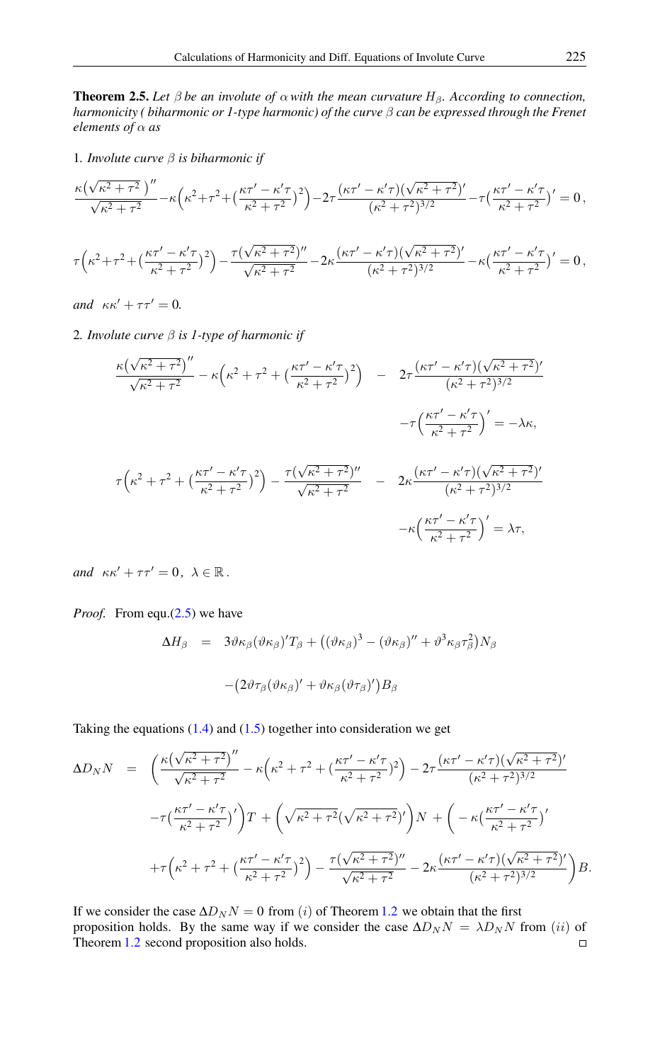**Theorem 2.5.** *Let $\beta$ be an involute of $\alpha$ with the mean curvature $H_\beta$. According to connection, harmonicity ( biharmonic or 1-type harmonic) of the curve $\beta$ can be expressed through the Frenet elements of $\alpha$ as*

1. *Involute curve $\beta$ is biharmonic if*

$$\frac{\kappa\big(\sqrt{\kappa^2+\tau^2}\,\big)''}{\sqrt{\kappa^2+\tau^2}}-\kappa\Big(\kappa^2+\tau^2+\big(\frac{\kappa\tau'-\kappa'\tau}{\kappa^2+\tau^2}\big)^2\Big)-2\tau\frac{(\kappa\tau'-\kappa'\tau)(\sqrt{\kappa^2+\tau^2})'}{(\kappa^2+\tau^2)^{3/2}}-\tau\big(\frac{\kappa\tau'-\kappa'\tau}{\kappa^2+\tau^2}\big)'=0\,,$$

$$\tau\Big(\kappa^2+\tau^2+\big(\frac{\kappa\tau'-\kappa'\tau}{\kappa^2+\tau^2}\big)^2\Big)-\frac{\tau(\sqrt{\kappa^2+\tau^2})''}{\sqrt{\kappa^2+\tau^2}}-2\kappa\frac{(\kappa\tau'-\kappa'\tau)(\sqrt{\kappa^2+\tau^2})'}{(\kappa^2+\tau^2)^{3/2}}-\kappa\big(\frac{\kappa\tau'-\kappa'\tau}{\kappa^2+\tau^2}\big)'=0\,,$$

*and* $\kappa\kappa'+\tau\tau'=0$.

2. *Involute curve $\beta$ is 1-type of harmonic if*

$$\frac{\kappa\big(\sqrt{\kappa^2+\tau^2}\big)''}{\sqrt{\kappa^2+\tau^2}}-\kappa\Big(\kappa^2+\tau^2+\big(\frac{\kappa\tau'-\kappa'\tau}{\kappa^2+\tau^2}\big)^2\Big)\;-\;2\tau\frac{(\kappa\tau'-\kappa'\tau)(\sqrt{\kappa^2+\tau^2})'}{(\kappa^2+\tau^2)^{3/2}}$$
$$-\tau\Big(\frac{\kappa\tau'-\kappa'\tau}{\kappa^2+\tau^2}\Big)'=-\lambda\kappa,$$

$$\tau\Big(\kappa^2+\tau^2+\big(\frac{\kappa\tau'-\kappa'\tau}{\kappa^2+\tau^2}\big)^2\Big)-\frac{\tau(\sqrt{\kappa^2+\tau^2})''}{\sqrt{\kappa^2+\tau^2}}\;-\;2\kappa\frac{(\kappa\tau'-\kappa'\tau)(\sqrt{\kappa^2+\tau^2})'}{(\kappa^2+\tau^2)^{3/2}}$$
$$-\kappa\Big(\frac{\kappa\tau'-\kappa'\tau}{\kappa^2+\tau^2}\Big)'=\lambda\tau,$$

*and* $\kappa\kappa'+\tau\tau'=0\,,\ \lambda\in\mathbb{R}\,.$

*Proof.* From equ.(2.5) we have

$$\Delta H_\beta \;=\; 3\vartheta\kappa_\beta(\vartheta\kappa_\beta)'T_\beta+\big((\vartheta\kappa_\beta)^3-(\vartheta\kappa_\beta)''+\vartheta^3\kappa_\beta\tau_\beta^2\big)N_\beta$$
$$-\big(2\vartheta\tau_\beta(\vartheta\kappa_\beta)'+\vartheta\kappa_\beta(\vartheta\tau_\beta)'\big)B_\beta$$

Taking the equations (1.4) and (1.5) together into consideration we get

$$\Delta D_N N \;=\; \Big(\frac{\kappa\big(\sqrt{\kappa^2+\tau^2}\big)''}{\sqrt{\kappa^2+\tau^2}}-\kappa\Big(\kappa^2+\tau^2+\big(\frac{\kappa\tau'-\kappa'\tau}{\kappa^2+\tau^2}\big)^2\Big)-2\tau\frac{(\kappa\tau'-\kappa'\tau)(\sqrt{\kappa^2+\tau^2})'}{(\kappa^2+\tau^2)^{3/2}}$$
$$-\tau\big(\frac{\kappa\tau'-\kappa'\tau}{\kappa^2+\tau^2}\big)'\Big)T\,+\,\Big(\sqrt{\kappa^2+\tau^2}\big(\sqrt{\kappa^2+\tau^2}\big)'\Big)N\,+\,\Big(-\kappa\big(\frac{\kappa\tau'-\kappa'\tau}{\kappa^2+\tau^2}\big)'$$
$$+\tau\Big(\kappa^2+\tau^2+\big(\frac{\kappa\tau'-\kappa'\tau}{\kappa^2+\tau^2}\big)^2\Big)-\frac{\tau(\sqrt{\kappa^2+\tau^2})''}{\sqrt{\kappa^2+\tau^2}}-2\kappa\frac{(\kappa\tau'-\kappa'\tau)(\sqrt{\kappa^2+\tau^2})'}{(\kappa^2+\tau^2)^{3/2}}\Big)B.$$

If we consider the case $\Delta D_N N=0$ from $(i)$ of Theorem 1.2 we obtain that the first proposition holds. By the same way if we consider the case $\Delta D_N N=\lambda D_N N$ from $(ii)$ of Theorem 1.2 second proposition also holds. □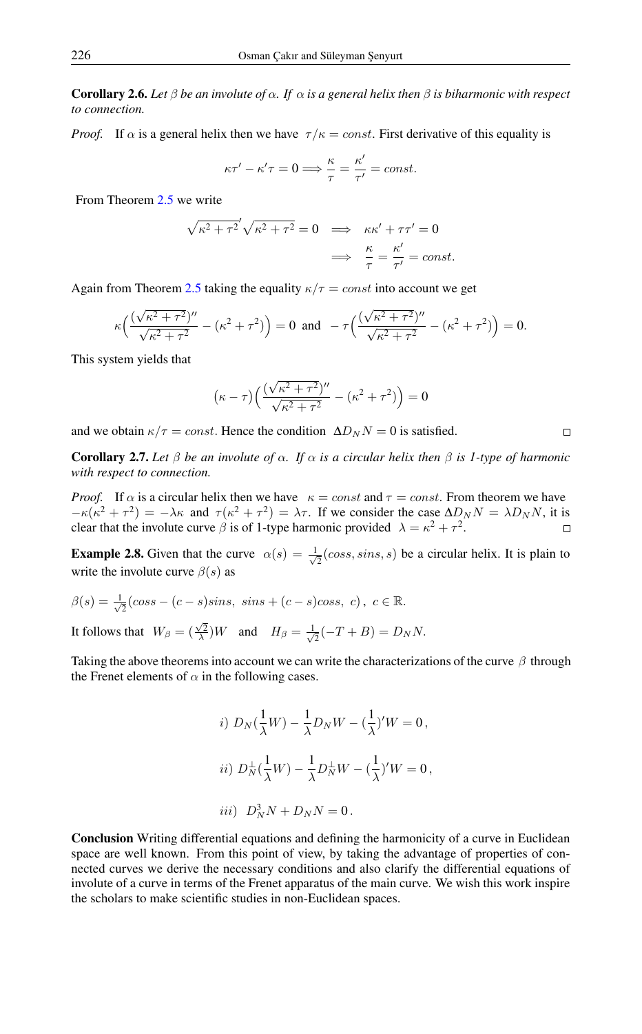**Corollary 2.6.** *Let $\beta$ be an involute of $\alpha$. If $\alpha$ is a general helix then $\beta$ is biharmonic with respect to connection.*

*Proof.* If $\alpha$ is a general helix then we have $\tau/\kappa = const$. First derivative of this equality is

$$\kappa\tau' - \kappa'\tau = 0 \Longrightarrow \frac{\kappa}{\tau} = \frac{\kappa'}{\tau'} = const.$$

From Theorem 2.5 we write

$$\begin{aligned} \sqrt{\kappa^2+\tau^2}'\sqrt{\kappa^2+\tau^2} = 0 \quad &\Longrightarrow \quad \kappa\kappa' + \tau\tau' = 0 \\ &\Longrightarrow \quad \frac{\kappa}{\tau} = \frac{\kappa'}{\tau'} = const. \end{aligned}$$

Again from Theorem 2.5 taking the equality $\kappa/\tau = const$ into account we get

$$\kappa\Big(\frac{(\sqrt{\kappa^2+\tau^2})''}{\sqrt{\kappa^2+\tau^2}} - (\kappa^2+\tau^2)\Big) = 0 \ \text{ and } \ -\tau\Big(\frac{(\sqrt{\kappa^2+\tau^2})''}{\sqrt{\kappa^2+\tau^2}} - (\kappa^2+\tau^2)\Big) = 0.$$

This system yields that

$$(\kappa - \tau)\Big(\frac{(\sqrt{\kappa^2+\tau^2})''}{\sqrt{\kappa^2+\tau^2}} - (\kappa^2+\tau^2)\Big) = 0$$

and we obtain $\kappa/\tau = const$. Hence the condition $\Delta D_N N = 0$ is satisfied. $\square$

**Corollary 2.7.** *Let $\beta$ be an involute of $\alpha$. If $\alpha$ is a circular helix then $\beta$ is 1-type of harmonic with respect to connection.*

*Proof.* If $\alpha$ is a circular helix then we have $\kappa = const$ and $\tau = const$. From theorem we have $-\kappa(\kappa^2+\tau^2) = -\lambda\kappa$ and $\tau(\kappa^2+\tau^2) = \lambda\tau$. If we consider the case $\Delta D_N N = \lambda D_N N$, it is clear that the involute curve $\beta$ is of 1-type harmonic provided $\lambda = \kappa^2+\tau^2$. $\square$

**Example 2.8.** Given that the curve $\alpha(s) = \frac{1}{\sqrt{2}}(coss, sins, s)$ be a circular helix. It is plain to write the involute curve $\beta(s)$ as

$\beta(s) = \frac{1}{\sqrt{2}}(coss - (c-s)sins,\ sins + (c-s)coss,\ c)\,,\ c \in \mathbb{R}.$

It follows that $W_\beta = (\frac{\sqrt{2}}{\lambda})W$ and $H_\beta = \frac{1}{\sqrt{2}}(-T+B) = D_N N.$

Taking the above theorems into account we can write the characterizations of the curve $\beta$ through the Frenet elements of $\alpha$ in the following cases.

$$i)\ D_N(\frac{1}{\lambda}W) - \frac{1}{\lambda}D_N W - (\frac{1}{\lambda})'W = 0\,,$$

$$ii)\ D_N^{\perp}(\frac{1}{\lambda}W) - \frac{1}{\lambda}D_N^{\perp} W - (\frac{1}{\lambda})'W = 0\,,$$

$$iii)\ \ D_N^3 N + D_N N = 0\,.$$

**Conclusion** Writing differential equations and defining the harmonicity of a curve in Euclidean space are well known. From this point of view, by taking the advantage of properties of connected curves we derive the necessary conditions and also clarify the differential equations of involute of a curve in terms of the Frenet apparatus of the main curve. We wish this work inspire the scholars to make scientific studies in non-Euclidean spaces.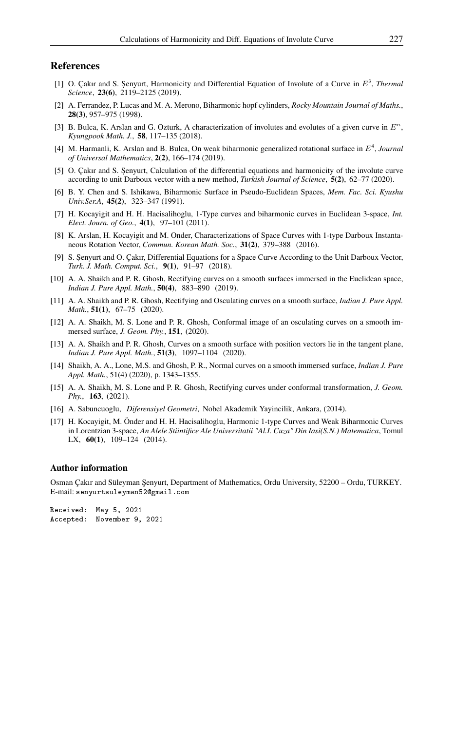## References

[1] O. Çakır and S. Şenyurt, Harmonicity and Differential Equation of Involute of a Curve in $E^3$, *Thermal Science*, **23(6)**, 2119–2125 (2019).

[2] A. Ferrandez, P. Lucas and M. A. Merono, Biharmonic hopf cylinders, *Rocky Mountain Journal of Maths.*, **28(3)**, 957–975 (1998).

[3] B. Bulca, K. Arslan and G. Ozturk, A characterization of involutes and evolutes of a given curve in $E^n$, *Kyungpook Math. J.*, **58**, 117–135 (2018).

[4] M. Harmanli, K. Arslan and B. Bulca, On weak biharmonic generalized rotational surface in $E^4$, *Journal of Universal Mathematics*, **2(2)**, 166–174 (2019).

[5] O. Çakır and S. Şenyurt, Calculation of the differential equations and harmonicity of the involute curve according to unit Darboux vector with a new method, *Turkish Journal of Science*, **5(2)**, 62–77 (2020).

[6] B. Y. Chen and S. Ishikawa, Biharmonic Surface in Pseudo-Euclidean Spaces, *Mem. Fac. Sci. Kyushu Univ.Ser.A*, **45(2)**, 323–347 (1991).

[7] H. Kocayigit and H. H. Hacisalihoglu, 1-Type curves and biharmonic curves in Euclidean 3-space, *Int. Elect. Journ. of Geo.*, **4(1)**, 97–101 (2011).

[8] K. Arslan, H. Kocayigit and M. Onder, Characterizations of Space Curves with 1-type Darboux Instantaneous Rotation Vector, *Commun. Korean Math. Soc.*, **31(2)**, 379–388 (2016).

[9] S. Şenyurt and O. Çakır, Differential Equations for a Space Curve According to the Unit Darboux Vector, *Turk. J. Math. Comput. Sci.*, **9(1)**, 91–97 (2018).

[10] A. A. Shaikh and P. R. Ghosh, Rectifying curves on a smooth surfaces immersed in the Euclidean space, *Indian J. Pure Appl. Math.*, **50(4)**, 883–890 (2019).

[11] A. A. Shaikh and P. R. Ghosh, Rectifying and Osculating curves on a smooth surface, *Indian J. Pure Appl. Math.*, **51(1)**, 67–75 (2020).

[12] A. A. Shaikh, M. S. Lone and P. R. Ghosh, Conformal image of an osculating curves on a smooth immersed surface, *J. Geom. Phy.*, **151**, (2020).

[13] A. A. Shaikh and P. R. Ghosh, Curves on a smooth surface with position vectors lie in the tangent plane, *Indian J. Pure Appl. Math.*, **51(3)**, 1097–1104 (2020).

[14] Shaikh, A. A., Lone, M.S. and Ghosh, P. R., Normal curves on a smooth immersed surface, *Indian J. Pure Appl. Math.*, 51(4) (2020), p. 1343–1355.

[15] A. A. Shaikh, M. S. Lone and P. R. Ghosh, Rectifying curves under conformal transformation, *J. Geom. Phy.*, **163**, (2021).

[16] A. Sabuncuoglu, *Diferensiyel Geometri*, Nobel Akademik Yayincilik, Ankara, (2014).

[17] H. Kocayigit, M. Önder and H. H. Hacisalihoglu, Harmonic 1-type Curves and Weak Biharmonic Curves in Lorentzian 3-space, *An Alele Stiintifice Ale Universitatii "Al.I. Cuza" Din Iasi(S.N.) Matematica*, Tomul LX, **60(1)**, 109–124 (2014).

## Author information

Osman Çakır and Süleyman Şenyurt, Department of Mathematics, Ordu University, 52200 – Ordu, TURKEY.
E-mail: senyurtsuleyman52@gmail.com

Received: May 5, 2021
Accepted: November 9, 2021